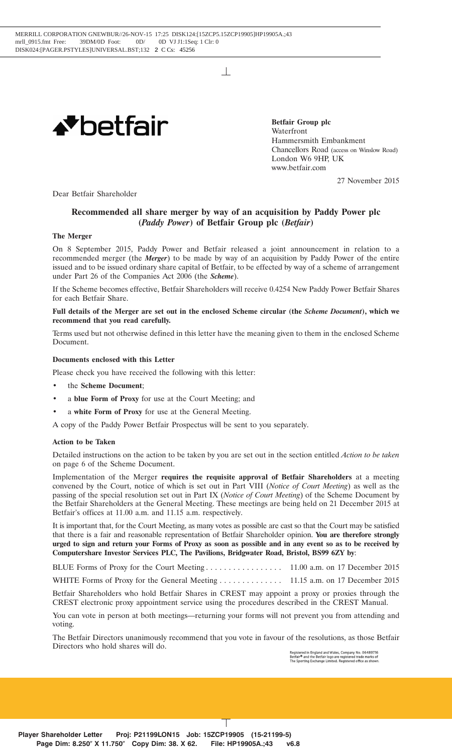**Betfair Group plc**
Waterfront
Hammersmith Embankment
Chancellors Road (access on Winslow Road)
London W6 9HP, UK
www.betfair.com

27 November 2015

Dear Betfair Shareholder

## Recommended all share merger by way of an acquisition by Paddy Power plc (*Paddy Power*) of Betfair Group plc (*Betfair*)

### The Merger

On 8 September 2015, Paddy Power and Betfair released a joint announcement in relation to a recommended merger (the ***Merger***) to be made by way of an acquisition by Paddy Power of the entire issued and to be issued ordinary share capital of Betfair, to be effected by way of a scheme of arrangement under Part 26 of the Companies Act 2006 (the ***Scheme***).

If the Scheme becomes effective, Betfair Shareholders will receive 0.4254 New Paddy Power Betfair Shares for each Betfair Share.

**Full details of the Merger are set out in the enclosed Scheme circular (the *Scheme Document*), which we recommend that you read carefully.**

Terms used but not otherwise defined in this letter have the meaning given to them in the enclosed Scheme Document.

### Documents enclosed with this Letter

Please check you have received the following with this letter:

- the **Scheme Document**;
- a **blue Form of Proxy** for use at the Court Meeting; and
- a **white Form of Proxy** for use at the General Meeting.

A copy of the Paddy Power Betfair Prospectus will be sent to you separately.

### Action to be Taken

Detailed instructions on the action to be taken by you are set out in the section entitled *Action to be taken* on page 6 of the Scheme Document.

Implementation of the Merger **requires the requisite approval of Betfair Shareholders** at a meeting convened by the Court, notice of which is set out in Part VIII (*Notice of Court Meeting*) as well as the passing of the special resolution set out in Part IX (*Notice of Court Meeting*) of the Scheme Document by the Betfair Shareholders at the General Meeting. These meetings are being held on 21 December 2015 at Betfair's offices at 11.00 a.m. and 11.15 a.m. respectively.

It is important that, for the Court Meeting, as many votes as possible are cast so that the Court may be satisfied that there is a fair and reasonable representation of Betfair Shareholder opinion. **You are therefore strongly urged to sign and return your Forms of Proxy as soon as possible and in any event so as to be received by Computershare Investor Services PLC, The Pavilions, Bridgwater Road, Bristol, BS99 6ZY by**:

BLUE Forms of Proxy for the Court Meeting . . . . . . . . . . . . . . . . . 11.00 a.m. on 17 December 2015

WHITE Forms of Proxy for the General Meeting . . . . . . . . . . . . . . 11.15 a.m. on 17 December 2015

Betfair Shareholders who hold Betfair Shares in CREST may appoint a proxy or proxies through the CREST electronic proxy appointment service using the procedures described in the CREST Manual.

You can vote in person at both meetings—returning your forms will not prevent you from attending and voting.

The Betfair Directors unanimously recommend that you vote in favour of the resolutions, as those Betfair Directors who hold shares will do.

Registered in England and Wales, Company No. 06489716
Betfair® and the Betfair logo are registered trade marks of The Sporting Exchange Limited. Registered office as shown.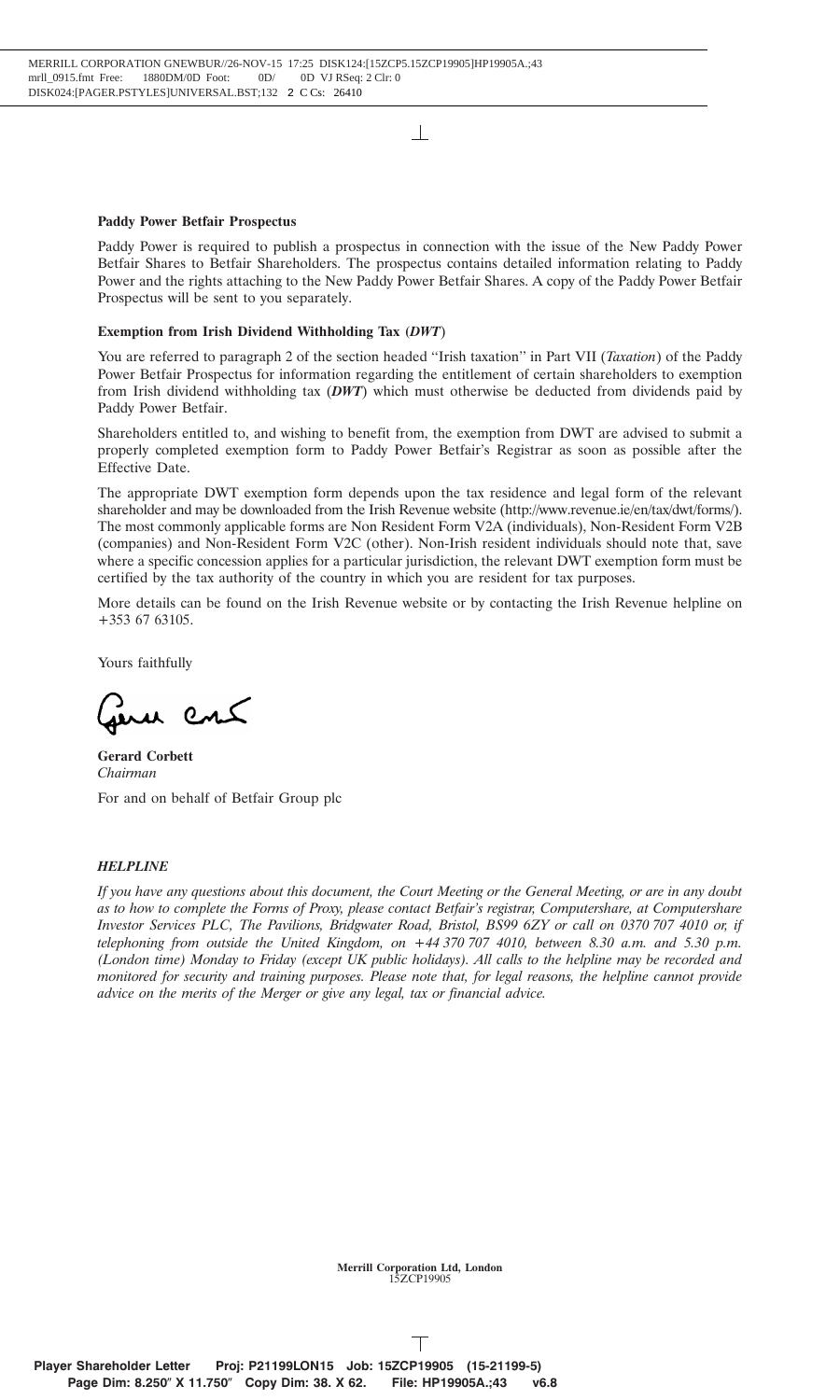**Paddy Power Betfair Prospectus**

Paddy Power is required to publish a prospectus in connection with the issue of the New Paddy Power Betfair Shares to Betfair Shareholders. The prospectus contains detailed information relating to Paddy Power and the rights attaching to the New Paddy Power Betfair Shares. A copy of the Paddy Power Betfair Prospectus will be sent to you separately.

**Exemption from Irish Dividend Withholding Tax (*DWT*)**

You are referred to paragraph 2 of the section headed ''Irish taxation'' in Part VII (*Taxation*) of the Paddy Power Betfair Prospectus for information regarding the entitlement of certain shareholders to exemption from Irish dividend withholding tax (***DWT***) which must otherwise be deducted from dividends paid by Paddy Power Betfair.

Shareholders entitled to, and wishing to benefit from, the exemption from DWT are advised to submit a properly completed exemption form to Paddy Power Betfair's Registrar as soon as possible after the Effective Date.

The appropriate DWT exemption form depends upon the tax residence and legal form of the relevant shareholder and may be downloaded from the Irish Revenue website (http://www.revenue.ie/en/tax/dwt/forms/). The most commonly applicable forms are Non Resident Form V2A (individuals), Non-Resident Form V2B (companies) and Non-Resident Form V2C (other). Non-Irish resident individuals should note that, save where a specific concession applies for a particular jurisdiction, the relevant DWT exemption form must be certified by the tax authority of the country in which you are resident for tax purposes.

More details can be found on the Irish Revenue website or by contacting the Irish Revenue helpline on +353 67 63105.

Yours faithfully

**Gerard Corbett**
*Chairman*

For and on behalf of Betfair Group plc

***HELPLINE***

*If you have any questions about this document, the Court Meeting or the General Meeting, or are in any doubt as to how to complete the Forms of Proxy, please contact Betfair's registrar, Computershare, at Computershare Investor Services PLC, The Pavilions, Bridgwater Road, Bristol, BS99 6ZY or call on 0370 707 4010 or, if telephoning from outside the United Kingdom, on +44 370 707 4010, between 8.30 a.m. and 5.30 p.m. (London time) Monday to Friday (except UK public holidays). All calls to the helpline may be recorded and monitored for security and training purposes. Please note that, for legal reasons, the helpline cannot provide advice on the merits of the Merger or give any legal, tax or financial advice.*